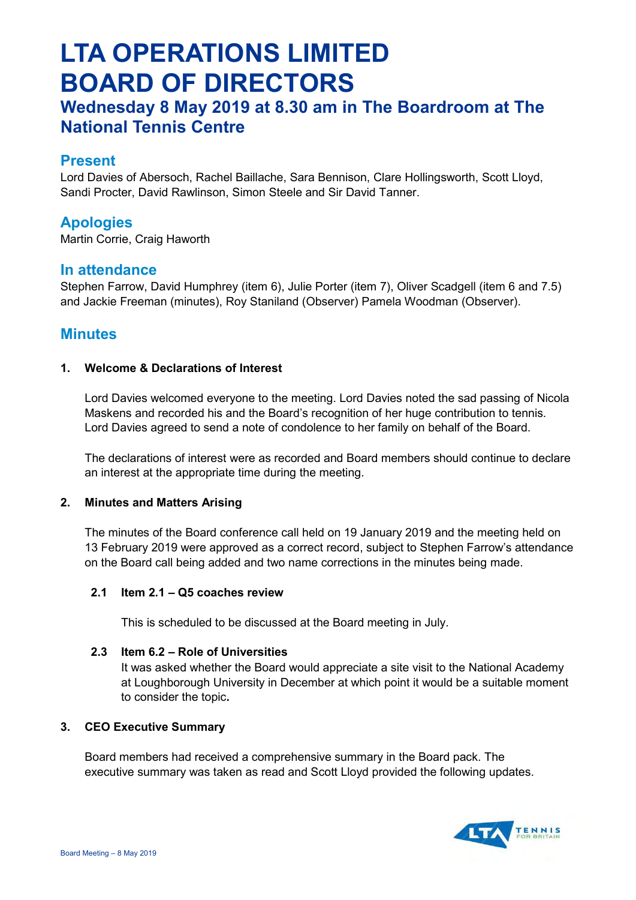# LTA OPERATIONS LIMITED BOARD OF DIRECTORS

## Wednesday 8 May 2019 at 8.30 am in The Boardroom at The National Tennis Centre

## Present

Lord Davies of Abersoch, Rachel Baillache, Sara Bennison, Clare Hollingsworth, Scott Lloyd, Sandi Procter, David Rawlinson, Simon Steele and Sir David Tanner.

## Apologies

Martin Corrie, Craig Haworth

## In attendance

Stephen Farrow, David Humphrey (item 6), Julie Porter (item 7), Oliver Scadgell (item 6 and 7.5) and Jackie Freeman (minutes), Roy Staniland (Observer) Pamela Woodman (Observer).

## Minutes

**1. Welcome & Declarations of Interest**

Lord Davies welcomed everyone to the meeting. Lord Davies noted the sad passing of Nicola Maskens and recorded his and the Board's recognition of her huge contribution to tennis. Lord Davies agreed to send a note of condolence to her family on behalf of the Board.

The declarations of interest were as recorded and Board members should continue to declare an interest at the appropriate time during the meeting.

**2. Minutes and Matters Arising**

The minutes of the Board conference call held on 19 January 2019 and the meeting held on 13 February 2019 were approved as a correct record, subject to Stephen Farrow's attendance on the Board call being added and two name corrections in the minutes being made.

**2.1 Item 2.1 – Q5 coaches review**

This is scheduled to be discussed at the Board meeting in July.

**2.3 Item 6.2 – Role of Universities**

It was asked whether the Board would appreciate a site visit to the National Academy at Loughborough University in December at which point it would be a suitable moment to consider the topic.

**3. CEO Executive Summary**

Board members had received a comprehensive summary in the Board pack. The executive summary was taken as read and Scott Lloyd provided the following updates.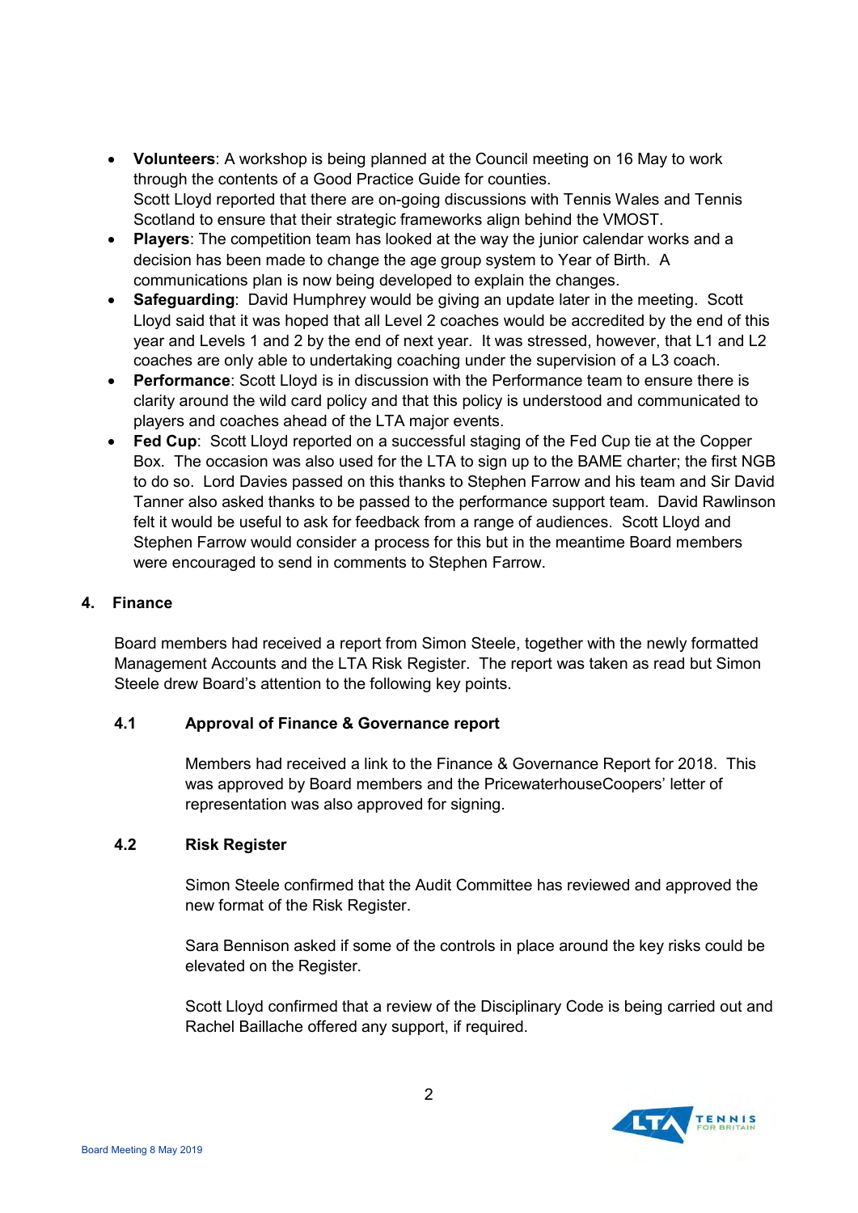- **Volunteers**: A workshop is being planned at the Council meeting on 16 May to work through the contents of a Good Practice Guide for counties.
  Scott Lloyd reported that there are on-going discussions with Tennis Wales and Tennis Scotland to ensure that their strategic frameworks align behind the VMOST.
- **Players**: The competition team has looked at the way the junior calendar works and a decision has been made to change the age group system to Year of Birth. A communications plan is now being developed to explain the changes.
- **Safeguarding**: David Humphrey would be giving an update later in the meeting. Scott Lloyd said that it was hoped that all Level 2 coaches would be accredited by the end of this year and Levels 1 and 2 by the end of next year. It was stressed, however, that L1 and L2 coaches are only able to undertaking coaching under the supervision of a L3 coach.
- **Performance**: Scott Lloyd is in discussion with the Performance team to ensure there is clarity around the wild card policy and that this policy is understood and communicated to players and coaches ahead of the LTA major events.
- **Fed Cup**: Scott Lloyd reported on a successful staging of the Fed Cup tie at the Copper Box. The occasion was also used for the LTA to sign up to the BAME charter; the first NGB to do so. Lord Davies passed on this thanks to Stephen Farrow and his team and Sir David Tanner also asked thanks to be passed to the performance support team. David Rawlinson felt it would be useful to ask for feedback from a range of audiences. Scott Lloyd and Stephen Farrow would consider a process for this but in the meantime Board members were encouraged to send in comments to Stephen Farrow.

## 4. Finance

Board members had received a report from Simon Steele, together with the newly formatted Management Accounts and the LTA Risk Register. The report was taken as read but Simon Steele drew Board's attention to the following key points.

### 4.1 Approval of Finance & Governance report

Members had received a link to the Finance & Governance Report for 2018. This was approved by Board members and the PricewaterhouseCoopers' letter of representation was also approved for signing.

### 4.2 Risk Register

Simon Steele confirmed that the Audit Committee has reviewed and approved the new format of the Risk Register.

Sara Bennison asked if some of the controls in place around the key risks could be elevated on the Register.

Scott Lloyd confirmed that a review of the Disciplinary Code is being carried out and Rachel Baillache offered any support, if required.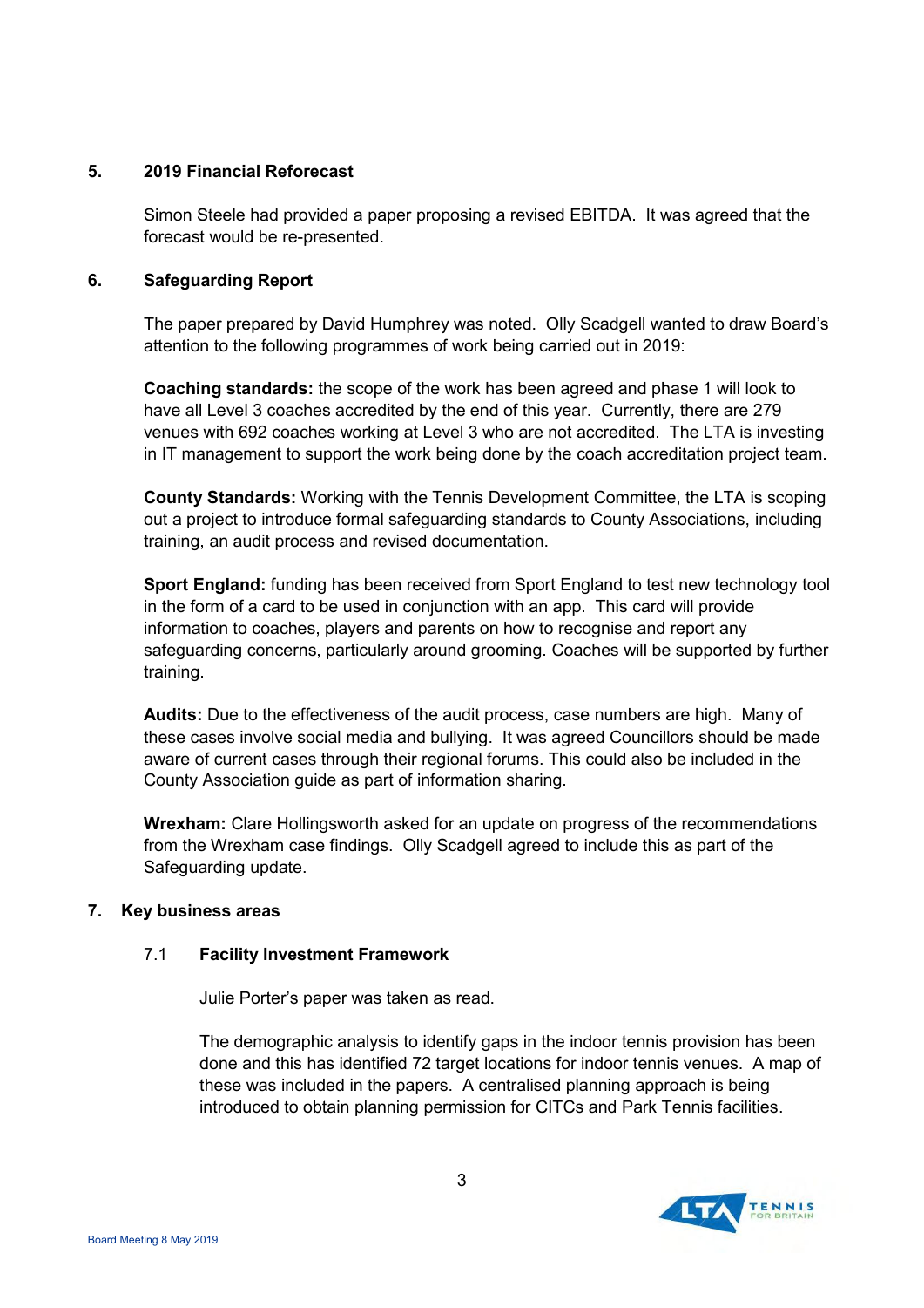## 5. 2019 Financial Reforecast

Simon Steele had provided a paper proposing a revised EBITDA. It was agreed that the forecast would be re-presented.

## 6. Safeguarding Report

The paper prepared by David Humphrey was noted. Olly Scadgell wanted to draw Board's attention to the following programmes of work being carried out in 2019:

**Coaching standards:** the scope of the work has been agreed and phase 1 will look to have all Level 3 coaches accredited by the end of this year. Currently, there are 279 venues with 692 coaches working at Level 3 who are not accredited. The LTA is investing in IT management to support the work being done by the coach accreditation project team.

**County Standards:** Working with the Tennis Development Committee, the LTA is scoping out a project to introduce formal safeguarding standards to County Associations, including training, an audit process and revised documentation.

**Sport England:** funding has been received from Sport England to test new technology tool in the form of a card to be used in conjunction with an app. This card will provide information to coaches, players and parents on how to recognise and report any safeguarding concerns, particularly around grooming. Coaches will be supported by further training.

**Audits:** Due to the effectiveness of the audit process, case numbers are high. Many of these cases involve social media and bullying. It was agreed Councillors should be made aware of current cases through their regional forums. This could also be included in the County Association guide as part of information sharing.

**Wrexham:** Clare Hollingsworth asked for an update on progress of the recommendations from the Wrexham case findings. Olly Scadgell agreed to include this as part of the Safeguarding update.

## 7. Key business areas

### 7.1 Facility Investment Framework

Julie Porter's paper was taken as read.

The demographic analysis to identify gaps in the indoor tennis provision has been done and this has identified 72 target locations for indoor tennis venues. A map of these was included in the papers. A centralised planning approach is being introduced to obtain planning permission for CITCs and Park Tennis facilities.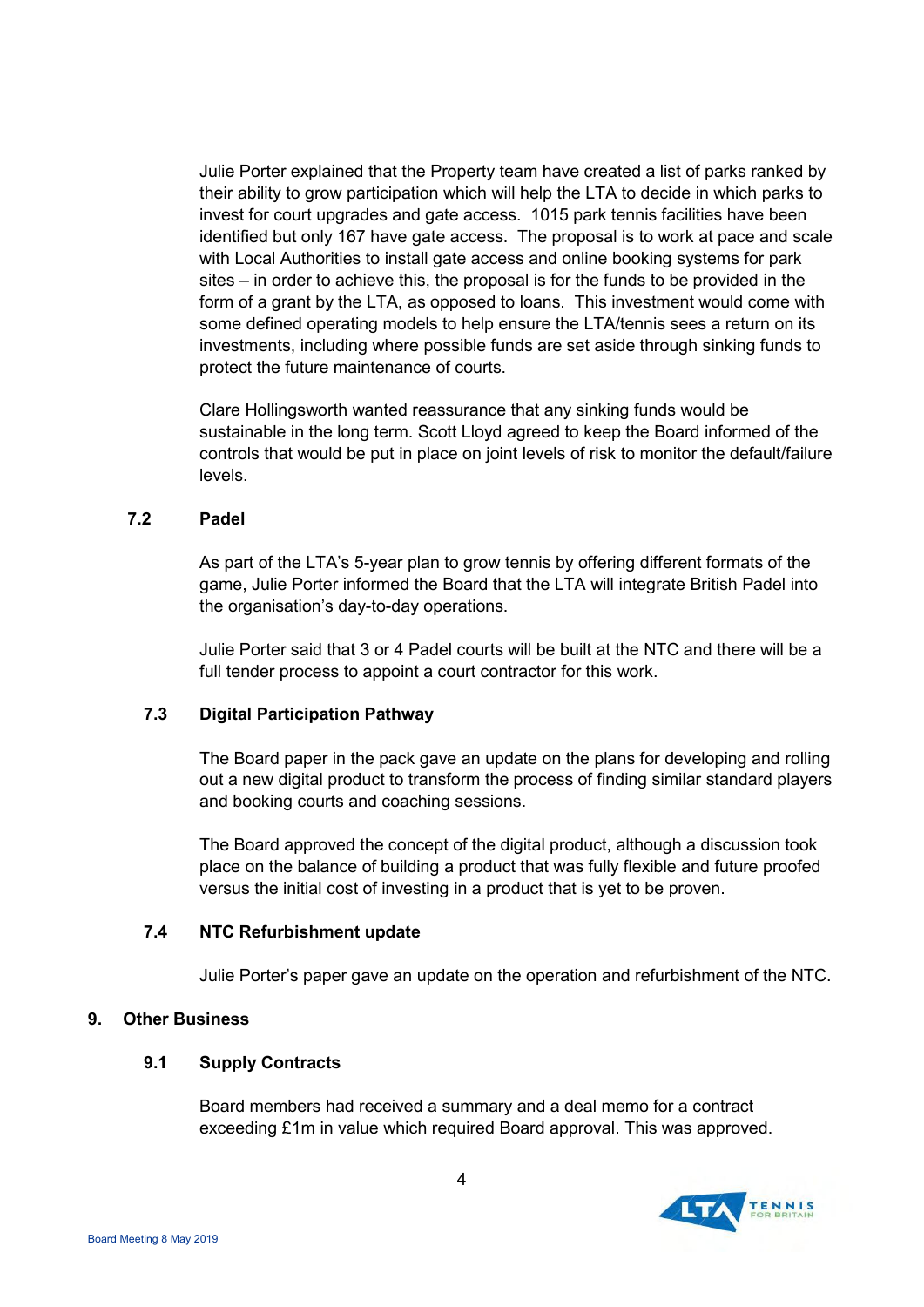Julie Porter explained that the Property team have created a list of parks ranked by their ability to grow participation which will help the LTA to decide in which parks to invest for court upgrades and gate access. 1015 park tennis facilities have been identified but only 167 have gate access. The proposal is to work at pace and scale with Local Authorities to install gate access and online booking systems for park sites – in order to achieve this, the proposal is for the funds to be provided in the form of a grant by the LTA, as opposed to loans. This investment would come with some defined operating models to help ensure the LTA/tennis sees a return on its investments, including where possible funds are set aside through sinking funds to protect the future maintenance of courts.

Clare Hollingsworth wanted reassurance that any sinking funds would be sustainable in the long term. Scott Lloyd agreed to keep the Board informed of the controls that would be put in place on joint levels of risk to monitor the default/failure levels.

### 7.2 Padel

As part of the LTA's 5-year plan to grow tennis by offering different formats of the game, Julie Porter informed the Board that the LTA will integrate British Padel into the organisation's day-to-day operations.

Julie Porter said that 3 or 4 Padel courts will be built at the NTC and there will be a full tender process to appoint a court contractor for this work.

### 7.3 Digital Participation Pathway

The Board paper in the pack gave an update on the plans for developing and rolling out a new digital product to transform the process of finding similar standard players and booking courts and coaching sessions.

The Board approved the concept of the digital product, although a discussion took place on the balance of building a product that was fully flexible and future proofed versus the initial cost of investing in a product that is yet to be proven.

### 7.4 NTC Refurbishment update

Julie Porter's paper gave an update on the operation and refurbishment of the NTC.

## 9. Other Business

### 9.1 Supply Contracts

Board members had received a summary and a deal memo for a contract exceeding £1m in value which required Board approval. This was approved.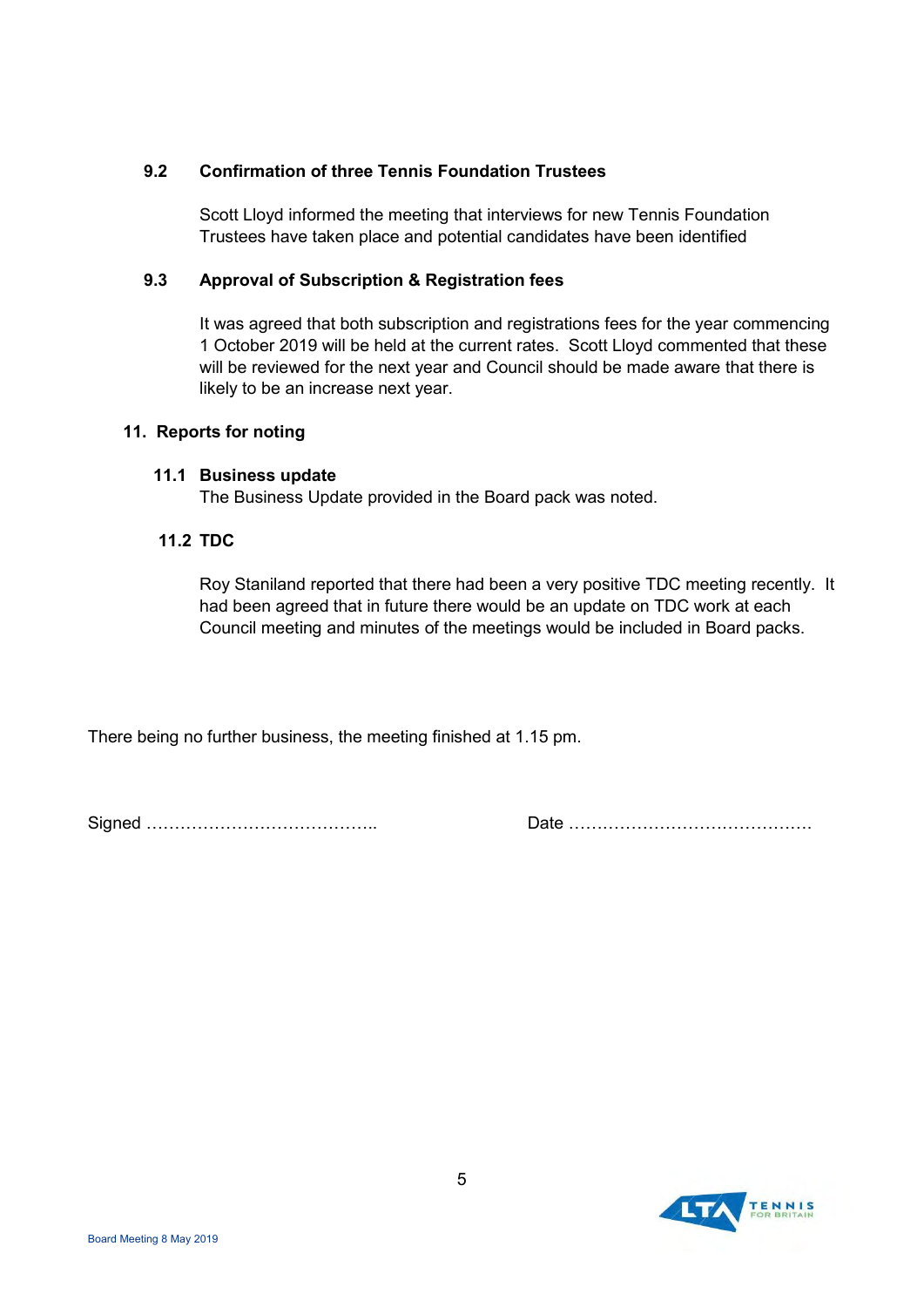### 9.2 Confirmation of three Tennis Foundation Trustees

Scott Lloyd informed the meeting that interviews for new Tennis Foundation Trustees have taken place and potential candidates have been identified

### 9.3 Approval of Subscription & Registration fees

It was agreed that both subscription and registrations fees for the year commencing 1 October 2019 will be held at the current rates. Scott Lloyd commented that these will be reviewed for the next year and Council should be made aware that there is likely to be an increase next year.

## 11. Reports for noting

### 11.1 Business update

The Business Update provided in the Board pack was noted.

### 11.2 TDC

Roy Staniland reported that there had been a very positive TDC meeting recently. It had been agreed that in future there would be an update on TDC work at each Council meeting and minutes of the meetings would be included in Board packs.

There being no further business, the meeting finished at 1.15 pm.

Signed ………………………………….. Date ……………………………………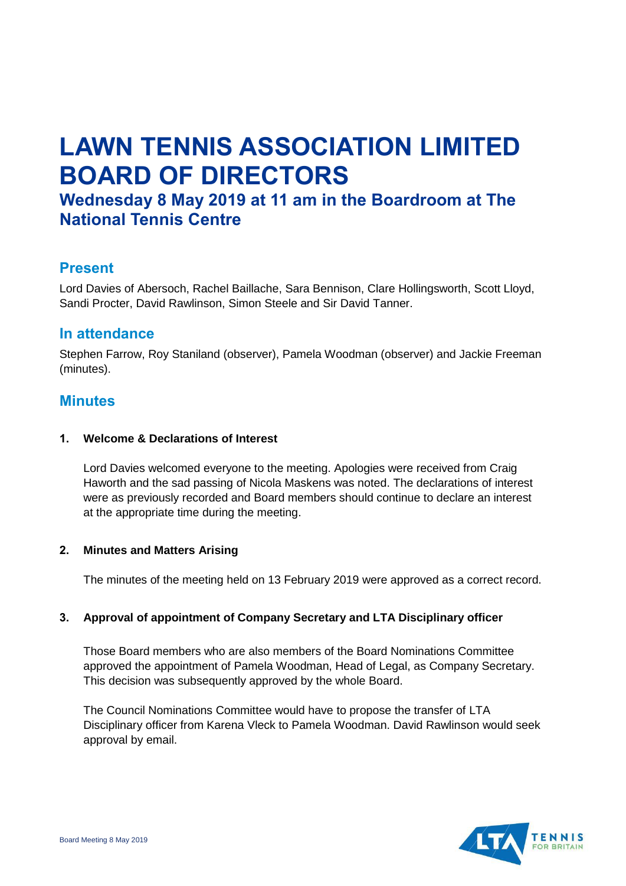# LAWN TENNIS ASSOCIATION LIMITED BOARD OF DIRECTORS

## Wednesday 8 May 2019 at 11 am in the Boardroom at The National Tennis Centre

### Present

Lord Davies of Abersoch, Rachel Baillache, Sara Bennison, Clare Hollingsworth, Scott Lloyd, Sandi Procter, David Rawlinson, Simon Steele and Sir David Tanner.

### In attendance

Stephen Farrow, Roy Staniland (observer), Pamela Woodman (observer) and Jackie Freeman (minutes).

### Minutes

**1. Welcome & Declarations of Interest**

Lord Davies welcomed everyone to the meeting. Apologies were received from Craig Haworth and the sad passing of Nicola Maskens was noted. The declarations of interest were as previously recorded and Board members should continue to declare an interest at the appropriate time during the meeting.

**2. Minutes and Matters Arising**

The minutes of the meeting held on 13 February 2019 were approved as a correct record.

**3. Approval of appointment of Company Secretary and LTA Disciplinary officer**

Those Board members who are also members of the Board Nominations Committee approved the appointment of Pamela Woodman, Head of Legal, as Company Secretary. This decision was subsequently approved by the whole Board.

The Council Nominations Committee would have to propose the transfer of LTA Disciplinary officer from Karena Vleck to Pamela Woodman. David Rawlinson would seek approval by email.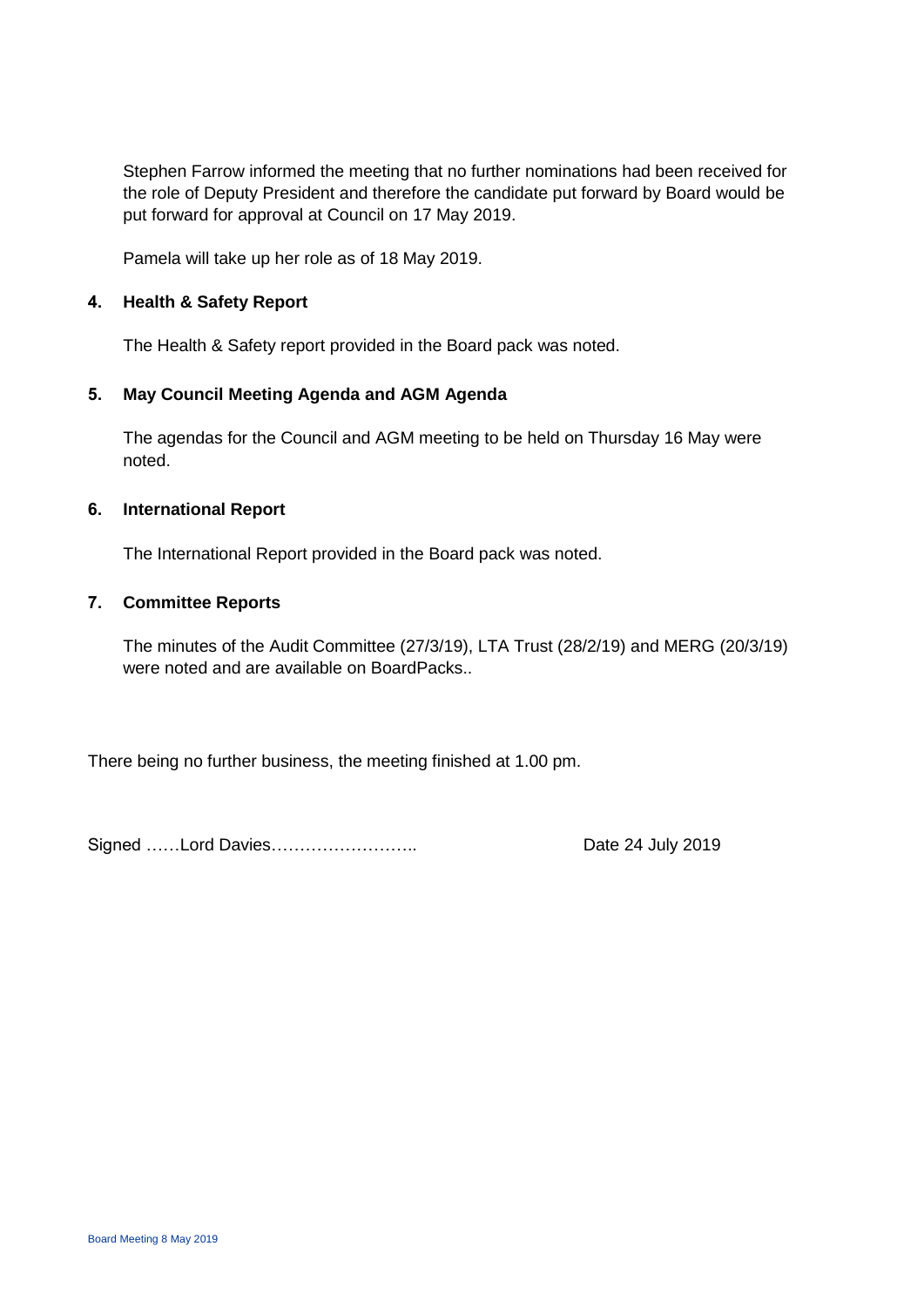Stephen Farrow informed the meeting that no further nominations had been received for the role of Deputy President and therefore the candidate put forward by Board would be put forward for approval at Council on 17 May 2019.

Pamela will take up her role as of 18 May 2019.

**4. Health & Safety Report**

The Health & Safety report provided in the Board pack was noted.

**5. May Council Meeting Agenda and AGM Agenda**

The agendas for the Council and AGM meeting to be held on Thursday 16 May were noted.

**6. International Report**

The International Report provided in the Board pack was noted.

**7. Committee Reports**

The minutes of the Audit Committee (27/3/19), LTA Trust (28/2/19) and MERG (20/3/19) were noted and are available on BoardPacks..

There being no further business, the meeting finished at 1.00 pm.

Signed ……Lord Davies…………………….. Date 24 July 2019